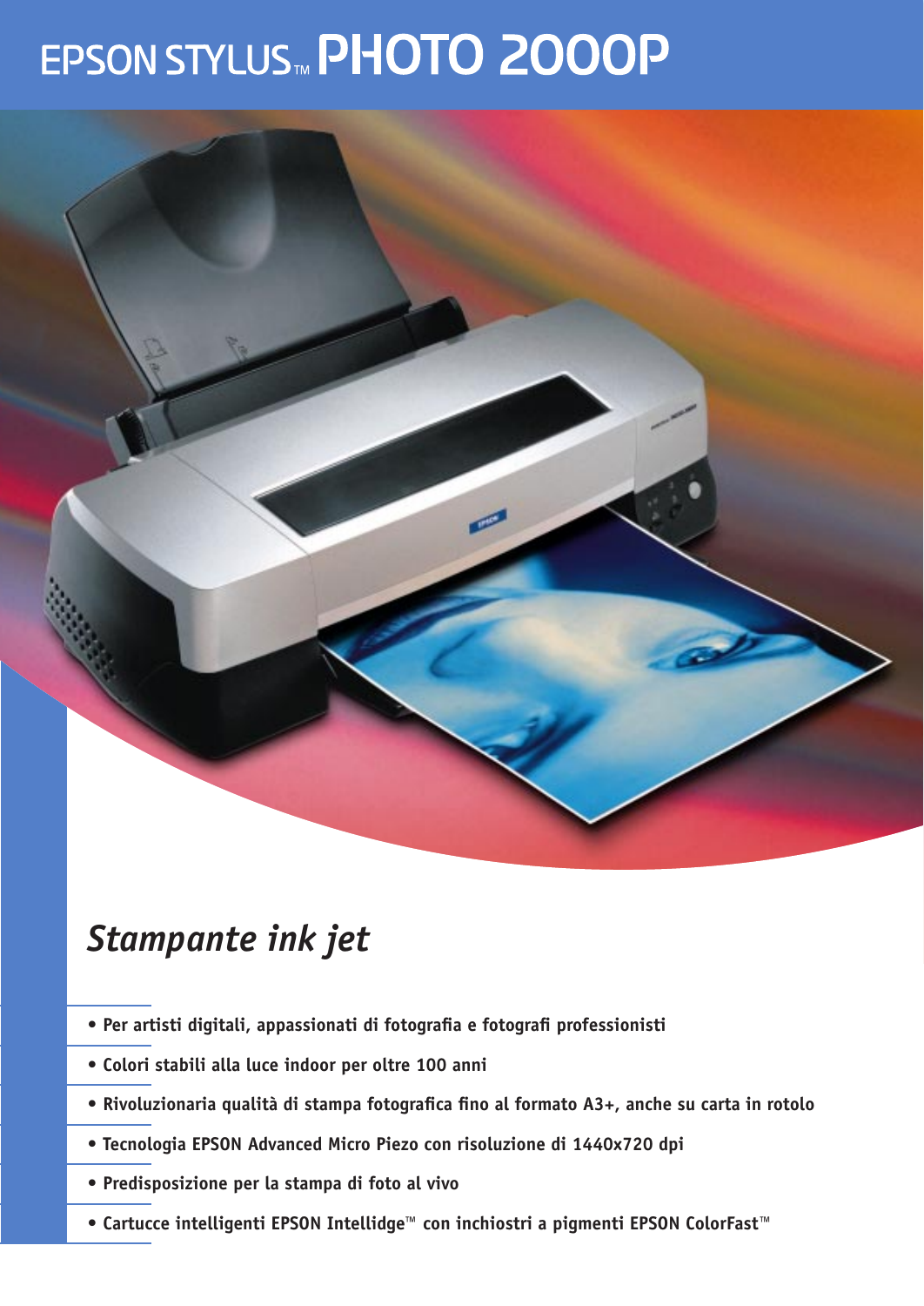# EPSON STYLUS™ PHOTO 2000P

## *Stampante ink jet*

- **Per artisti digitali, appassionati di fotografia e fotografi professionisti**
- **Colori stabili alla luce indoor per oltre 100 anni**
- **Rivoluzionaria qualità di stampa fotografica fino al formato A3+, anche su carta in rotolo**
- **Tecnologia EPSON Advanced Micro Piezo con risoluzione di 1440x720 dpi**
- **Predisposizione per la stampa di foto al vivo**
- **Cartucce intelligenti EPSON Intellidge™ con inchiostri a pigmenti EPSON ColorFast™**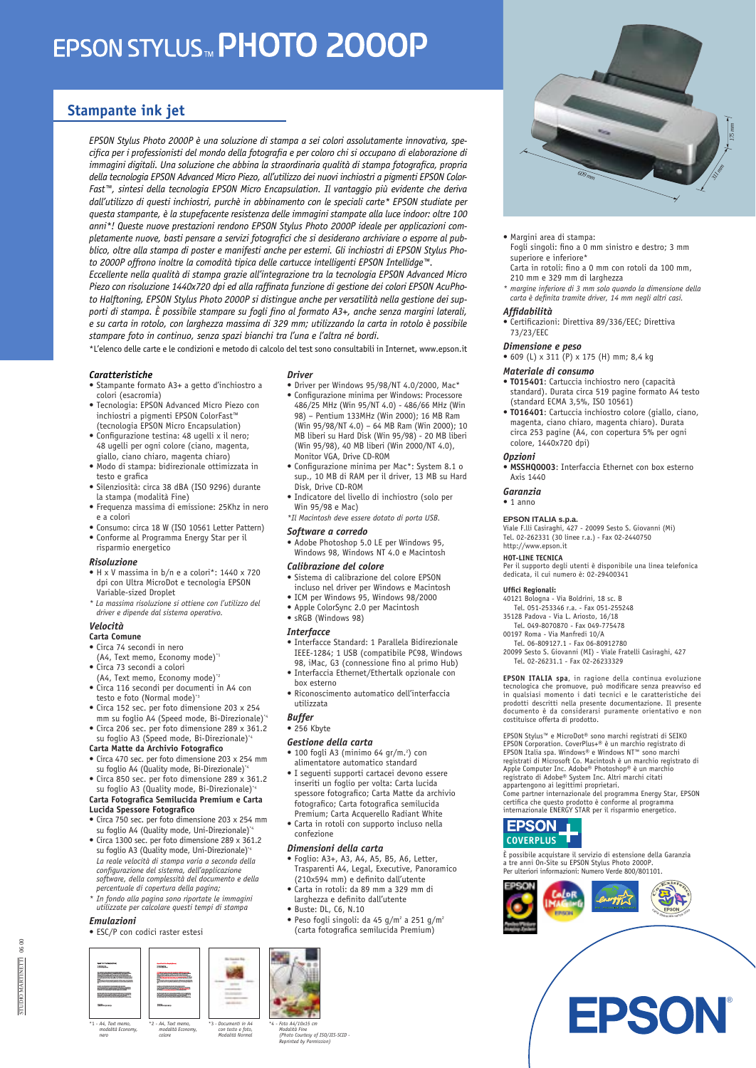# EPSON STYLUS™ PHOTO 2000P

## Stampante ink jet

*EPSON Stylus Photo 2000P è una soluzione di stampa a sei colori assolutamente innovativa, specifica per i professionisti del mondo della fotografia e per coloro chi si occupano di elaborazione di immagini digitali. Una soluzione che abbina la straordinaria qualità di stampa fotografica, propria della tecnologia EPSON Advanced Micro Piezo, all'utilizzo dei nuovi inchiostri a pigmenti EPSON ColorFast™, sintesi della tecnologia EPSON Micro Encapsulation. Il vantaggio più evidente che deriva dall'utilizzo di questi inchiostri, purchè in abbinamento con le speciali carte\* EPSON studiate per questa stampante, è la stupefacente resistenza delle immagini stampate alla luce indoor: oltre 100 anni\*! Queste nuove prestazioni rendono EPSON Stylus Photo 2000P ideale per applicazioni completamente nuove, basti pensare a servizi fotografici che si desiderano archiviare o esporre al pubblico, oltre alla stampa di poster e manifesti anche per esterni. Gli inchiostri di EPSON Stylus Photo 2000P offrono inoltre la comodità tipica delle cartucce intelligenti EPSON Intellidge™.*

*Eccellente nella qualità di stampa grazie all'integrazione tra la tecnologia EPSON Advanced Micro Piezo con risoluzione 1440x720 dpi ed alla raffinata funzione di gestione dei colori EPSON AcuPhoto Halftoning, EPSON Stylus Photo 2000P si distingue anche per versatilità nella gestione dei supporti di stampa. È possibile stampare su fogli fino al formato A3+, anche senza margini laterali, e su carta in rotolo, con larghezza massima di 329 mm; utilizzando la carta in rotolo è possibile stampare foto in continuo, senza spazi bianchi tra l'una e l'altra nè bordi.*

\*L'elenco delle carte e le condizioni e metodo di calcolo del test sono consultabili in Internet, www.epson.it

### Caratteristiche
- Stampante formato A3+ a getto d'inchiostro a colori (esacromia)
- Tecnologia: EPSON Advanced Micro Piezo con inchiostri a pigmenti EPSON ColorFast™ (tecnologia EPSON Micro Encapsulation)
- Configurazione testina: 48 ugelli x il nero; 48 ugelli per ogni colore (ciano, magenta, giallo, ciano chiaro, magenta chiaro)
- Modo di stampa: bidirezionale ottimizzata in testo e grafica
- Silenziosità: circa 38 dBA (ISO 9296) durante la stampa (modalità Fine)
- Frequenza massima di emissione: 25kHz in nero e a colori
- Consumo: circa 18 W (ISO 10561 Letter Pattern)
- Conforme al Programma Energy Star per il risparmio energetico

### Risoluzione
- H x V massima in b/n e a colori\*: 1440 x 720 dpi con Ultra MicroDot e tecnologia EPSON Variable-sized Droplet

*\* La massima risoluzione si ottiene con l'utilizzo del driver e dipende dal sistema operativo.*

### Velocità
**Carta Comune**
- Circa 74 secondi in nero (A4, Text memo, Economy mode)*1
- Circa 73 secondi a colori (A4, Text memo, Economy mode)*2
- Circa 116 secondi per documenti in A4 con testo e foto (Normal mode)*3
- Circa 152 sec. per foto dimensione 203 x 254 mm su foglio A4 (Speed mode, Bi-Direzionale)*4
- Circa 206 sec. per foto dimensione 289 x 361.2 su foglio A3 (Speed mode, Bi-Direzionale)*4

**Carta Matte da Archivio Fotografico**
- Circa 470 sec. per foto dimensione 203 x 254 mm su foglio A4 (Quality mode, Bi-Direzionale)*4
- Circa 850 sec. per foto dimensione 289 x 361.2 su foglio A3 (Quality mode, Bi-Direzionale)*4

**Carta Fotografica Semilucida Premium e Carta Lucida Spessore Fotografico**
- Circa 750 sec. per foto dimensione 203 x 254 mm su foglio A4 (Quality mode, Uni-Direzionale)*4
- Circa 1300 sec. per foto dimensione 289 x 361.2 su foglio A3 (Quality mode, Uni-Direzionale)*4

*La reale velocità di stampa varia a seconda della configurazione del sistema, dell'applicazione software, della complessità del documento e della percentuale di copertura della pagina;*

*\* In fondo alla pagina sono riportate le immagini utilizzate per calcolare questi tempi di stampa*

### Emulazioni
- ESC/P con codici raster estesi

### Driver
- Driver per Windows 95/98/NT 4.0/2000, Mac\*
- Configurazione minima per Windows: Processore 486/25 MHz (Win 95/NT 4.0) - 486/66 MHz (Win 98) – Pentium 133MHz (Win 2000); 16 MB Ram (Win 95/98/NT 4.0) – 64 MB Ram (Win 2000); 10 MB liberi su Hard Disk (Win 95/98) - 20 MB liberi (Win 95/98, 40 MB liberi (Win 2000/NT 4.0), Monitor VGA, Drive CD-ROM
- Configurazione minima per Mac\*: System 8.1 o sup., 10 MB di RAM per il driver, 13 MB su Hard Disk, Drive CD-ROM
- Indicatore del livello di inchiostro (solo per Win 95/98 e Mac)

*\*Il Macintosh deve essere dotato di porta USB.*

### Software a corredo
- Adobe Photoshop 5.0 LE per Windows 95, Windows 98, Windows NT 4.0 e Macintosh

### Calibrazione del colore
- Sistema di calibrazione del colore EPSON incluso nel driver per Windows e Macintosh
- ICM per Windows 95, Windows 98/2000
- Apple ColorSync 2.0 per Macintosh
- sRGB (Windows 98)

### Interfacce
- Interfacce Standard: 1 Parallela Bidirezionale IEEE-1284; 1 USB (compatibile PC98, Windows 98, iMac, G3 (connessione fino al primo Hub)
- Interfaccia Ethernet/Ethertalk opzionale con box esterno
- Riconoscimento automatico dell'interfaccia utilizzata

### Buffer
- 256 Kbyte

### Gestione della carta
- 100 fogli A3 (minimo 64 gr/m.²) con alimentatore automatico standard
- I seguenti supporti cartacei devono essere inseriti un foglio per volta: Carta lucida spessore fotografico; Carta Matte da archivio fotografico; Carta fotografica semilucida Premium; Carta Acquerello Radiant White
- Carta in rotoli con supporto incluso nella confezione

### Dimensioni della carta
- Foglio: A3+, A3, A4, A5, B5, A6, Letter, Trasparenti A4, Legal, Executive, Panoramico (210x594 mm) e definito dall'utente
- Carta in rotoli: da 89 mm a 329 mm di larghezza e definito dall'utente
- Buste: DL, C6, N.10
- Peso fogli singoli: da 45 g/m² a 251 g/m² (carta fotografica semilucida Premium)

*1 - A4, Text memo, modalità Economy, nero

*2 - A4, Text memo, modalità Economy, colore

*3 - Documenti in A4 con testo e foto, Modalità Normal

*4 - Foto A4/10x15 cm Modalità Fine (Photo Courtesy of ISO/JIS-SCID - Reprinted by Permission)

609 mm
311 mm
175 mm

- Margini area di stampa:
  Fogli singoli: fino a 0 mm sinistro e destro; 3 mm superiore e inferiore\*
  Carta in rotoli: fino a 0 mm con rotoli da 100 mm, 210 mm e 329 mm di larghezza

*\* margine inferiore di 3 mm solo quando la dimensione della carta è definita tramite driver, 14 mm negli altri casi.*

### Affidabilità
- Certificazioni: Direttiva 89/336/EEC; Direttiva 73/23/EEC

### Dimensione e peso
- 609 (L) x 311 (P) x 175 (H) mm; 8,4 kg

### Materiale di consumo
- **T015401**: Cartuccia inchiostro nero (capacità standard). Durata circa 519 pagine formato A4 testo (standard ECMA 3,5%, ISO 10561)
- **T016401**: Cartuccia inchiostro colore (giallo, ciano, magenta, ciano chiaro, magenta chiaro). Durata circa 253 pagine (A4, con copertura 5% per ogni colore, 1440x720 dpi)

### Opzioni
- **MSSHQ0003**: Interfaccia Ethernet con box esterno Axis 1440

### Garanzia
- 1 anno

**EPSON ITALIA s.p.a.**
Viale F.lli Casiraghi, 427 - 20099 Sesto S. Giovanni (Mi)
Tel. 02-262331 (30 linee r.a.) - Fax 02-2440750
http://www.epson.it

**HOT-LINE TECNICA**
Per il supporto degli utenti è disponibile una linea telefonica dedicata, il cui numero è: 02-29400341

**Uffici Regionali:**
40121 Bologna - Via Boldrini, 18 sc. B
Tel. 051-253346 r.a. - Fax 051-255248
35128 Padova - Via L. Ariosto, 16/18
Tel. 049-8070870 - Fax 049-775478
00197 Roma - Via Manfredi 10/A
Tel. 06-809127.1 - Fax 06-80912780
20099 Sesto S. Giovanni (MI) - Viale Fratelli Casiraghi, 427
Tel. 02-26231.1 - Fax 02-26233329

**EPSON ITALIA spa**, in ragione della continua evoluzione tecnologica che promuove, può modificare senza preavviso ed in qualsiasi momento i dati tecnici e le caratteristiche dei prodotti descritti nella presente documentazione. Il presente documento è da considerarsi puramente orientativo e non costituisce offerta di prodotto.

EPSON Stylus™ e MicroDot® sono marchi registrati di SEIKO EPSON Corporation. CoverPlus+® è un marchio registrato di EPSON Italia spa. Windows® e Windows NT™ sono marchi registrati di Microsoft Co. Macintosh è un marchio registrato di Apple Computer Inc. Adobe® Photoshop® è un marchio registrato di Adobe® System Inc. Altri marchi citati appartengono ai legittimi proprietari.
Come partner internazionale del programma Energy Star, EPSON certifica che questo prodotto è conforme al programma internazionale ENERGY STAR per il risparmio energetico.

EPSON COVERPLUS

È possibile acquistare il servizio di estensione della Garanzia a tre anni On-Site su EPSON Stylus Photo 2000P.
Per ulteriori informazioni: Numero Verde 800/801101.

EPSON

STUDIO MARTINETTI 06 00